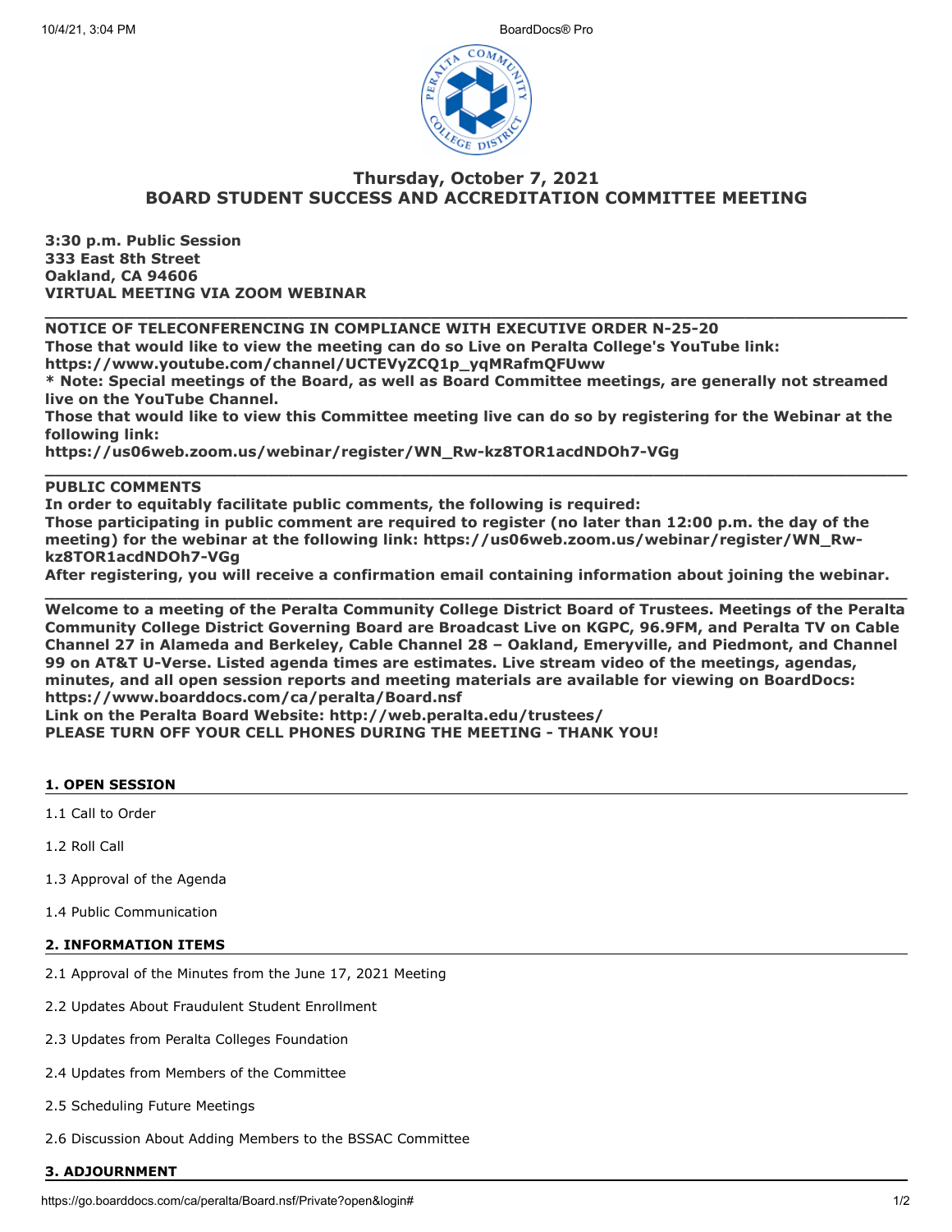# Thursday, October 7, 2021
# BOARD STUDENT SUCCESS AND ACCREDITATION COMMITTEE MEETING

**3:30 p.m. Public Session**
**333 East 8th Street**
**Oakland, CA 94606**
**VIRTUAL MEETING VIA ZOOM WEBINAR**

---

**NOTICE OF TELECONFERENCING IN COMPLIANCE WITH EXECUTIVE ORDER N-25-20**
**Those that would like to view the meeting can do so Live on Peralta College's YouTube link:**
**https://www.youtube.com/channel/UCTEVyZCQ1p_yqMRafmQFUww**
*** Note: Special meetings of the Board, as well as Board Committee meetings, are generally not streamed live on the YouTube Channel.**
**Those that would like to view this Committee meeting live can do so by registering for the Webinar at the following link:**
**https://us06web.zoom.us/webinar/register/WN_Rw-kz8TOR1acdNDOh7-VGg**

---

**PUBLIC COMMENTS**
**In order to equitably facilitate public comments, the following is required:**
**Those participating in public comment are required to register (no later than 12:00 p.m. the day of the meeting) for the webinar at the following link: https://us06web.zoom.us/webinar/register/WN_Rw-kz8TOR1acdNDOh7-VGg**
**After registering, you will receive a confirmation email containing information about joining the webinar.**

---

**Welcome to a meeting of the Peralta Community College District Board of Trustees. Meetings of the Peralta Community College District Governing Board are Broadcast Live on KGPC, 96.9FM, and Peralta TV on Cable Channel 27 in Alameda and Berkeley, Cable Channel 28 – Oakland, Emeryville, and Piedmont, and Channel 99 on AT&T U-Verse. Listed agenda times are estimates. Live stream video of the meetings, agendas, minutes, and all open session reports and meeting materials are available for viewing on BoardDocs: https://www.boarddocs.com/ca/peralta/Board.nsf**
**Link on the Peralta Board Website: http://web.peralta.edu/trustees/**
**PLEASE TURN OFF YOUR CELL PHONES DURING THE MEETING - THANK YOU!**

## 1. OPEN SESSION

1.1 Call to Order

1.2 Roll Call

1.3 Approval of the Agenda

1.4 Public Communication

## 2. INFORMATION ITEMS

2.1 Approval of the Minutes from the June 17, 2021 Meeting

2.2 Updates About Fraudulent Student Enrollment

2.3 Updates from Peralta Colleges Foundation

2.4 Updates from Members of the Committee

2.5 Scheduling Future Meetings

2.6 Discussion About Adding Members to the BSSAC Committee

## 3. ADJOURNMENT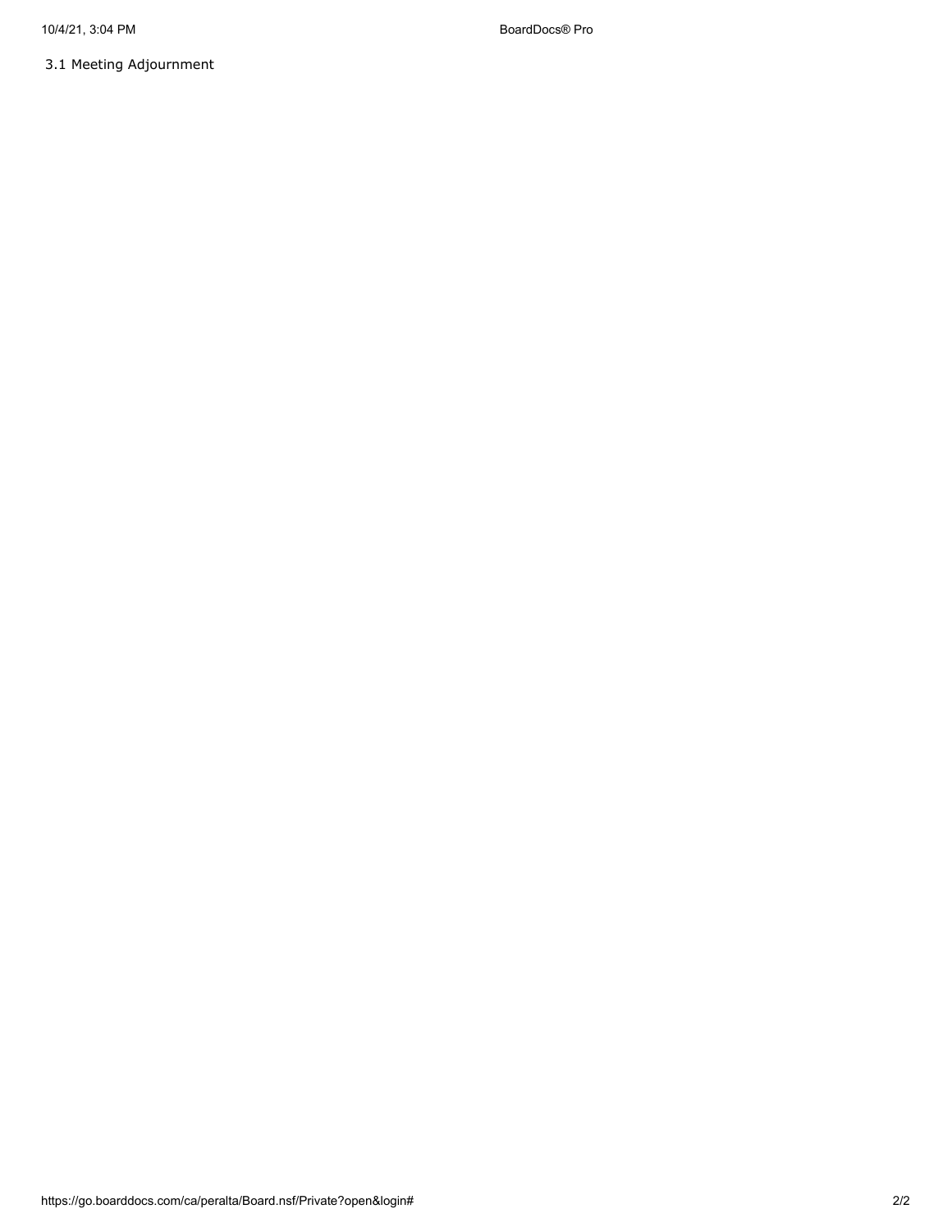3.1 Meeting Adjournment